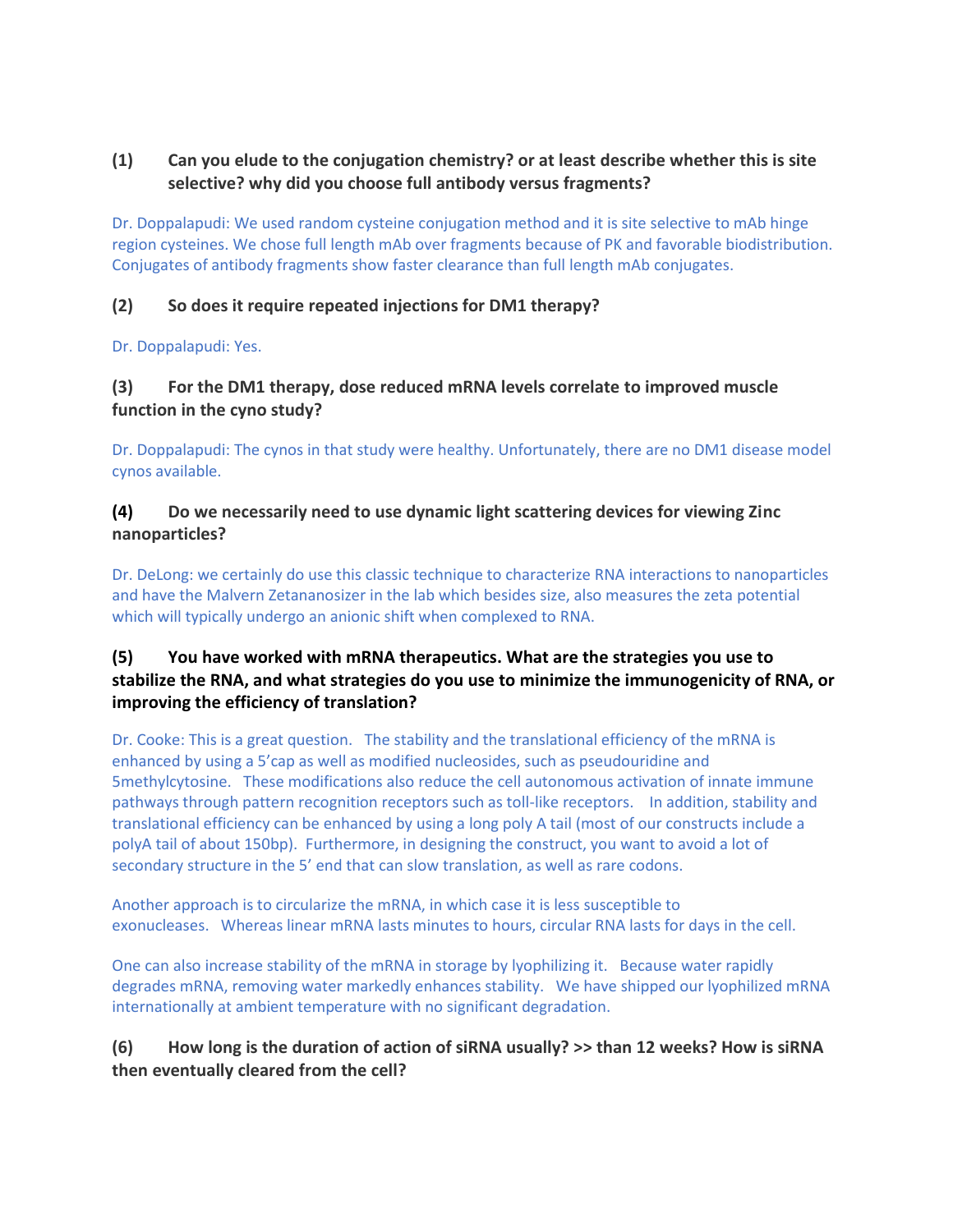**(1) Can you elude to the conjugation chemistry? or at least describe whether this is site selective? why did you choose full antibody versus fragments?**

Dr. Doppalapudi: We used random cysteine conjugation method and it is site selective to mAb hinge region cysteines. We chose full length mAb over fragments because of PK and favorable biodistribution. Conjugates of antibody fragments show faster clearance than full length mAb conjugates.

**(2) So does it require repeated injections for DM1 therapy?**

Dr. Doppalapudi: Yes.

**(3) For the DM1 therapy, dose reduced mRNA levels correlate to improved muscle function in the cyno study?**

Dr. Doppalapudi: The cynos in that study were healthy. Unfortunately, there are no DM1 disease model cynos available.

**(4) Do we necessarily need to use dynamic light scattering devices for viewing Zinc nanoparticles?**

Dr. DeLong: we certainly do use this classic technique to characterize RNA interactions to nanoparticles and have the Malvern Zetananosizer in the lab which besides size, also measures the zeta potential which will typically undergo an anionic shift when complexed to RNA.

**(5) You have worked with mRNA therapeutics. What are the strategies you use to stabilize the RNA, and what strategies do you use to minimize the immunogenicity of RNA, or improving the efficiency of translation?**

Dr. Cooke: This is a great question. The stability and the translational efficiency of the mRNA is enhanced by using a 5'cap as well as modified nucleosides, such as pseudouridine and 5methylcytosine. These modifications also reduce the cell autonomous activation of innate immune pathways through pattern recognition receptors such as toll-like receptors. In addition, stability and translational efficiency can be enhanced by using a long poly A tail (most of our constructs include a polyA tail of about 150bp). Furthermore, in designing the construct, you want to avoid a lot of secondary structure in the 5' end that can slow translation, as well as rare codons.

Another approach is to circularize the mRNA, in which case it is less susceptible to exonucleases. Whereas linear mRNA lasts minutes to hours, circular RNA lasts for days in the cell.

One can also increase stability of the mRNA in storage by lyophilizing it. Because water rapidly degrades mRNA, removing water markedly enhances stability. We have shipped our lyophilized mRNA internationally at ambient temperature with no significant degradation.

**(6) How long is the duration of action of siRNA usually? >> than 12 weeks? How is siRNA then eventually cleared from the cell?**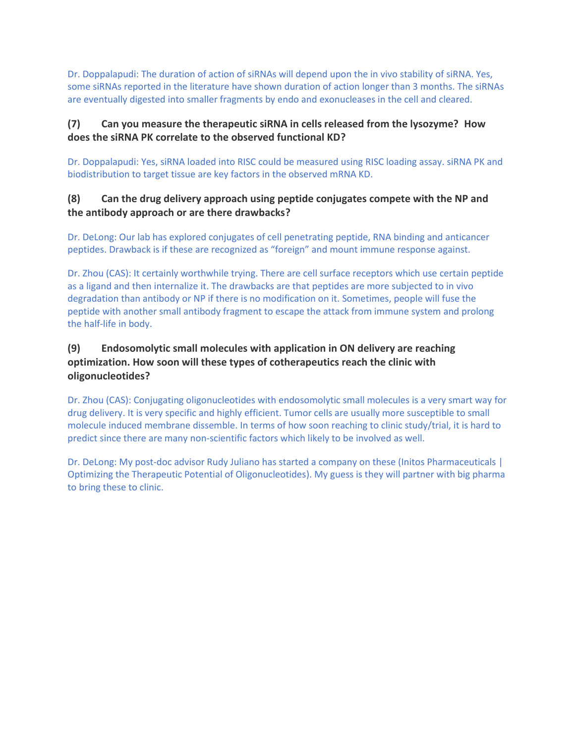Dr. Doppalapudi: The duration of action of siRNAs will depend upon the in vivo stability of siRNA. Yes, some siRNAs reported in the literature have shown duration of action longer than 3 months. The siRNAs are eventually digested into smaller fragments by endo and exonucleases in the cell and cleared.

### (7) Can you measure the therapeutic siRNA in cells released from the lysozyme? How does the siRNA PK correlate to the observed functional KD?

Dr. Doppalapudi: Yes, siRNA loaded into RISC could be measured using RISC loading assay. siRNA PK and biodistribution to target tissue are key factors in the observed mRNA KD.

### (8) Can the drug delivery approach using peptide conjugates compete with the NP and the antibody approach or are there drawbacks?

Dr. DeLong: Our lab has explored conjugates of cell penetrating peptide, RNA binding and anticancer peptides. Drawback is if these are recognized as "foreign" and mount immune response against.

Dr. Zhou (CAS): It certainly worthwhile trying. There are cell surface receptors which use certain peptide as a ligand and then internalize it. The drawbacks are that peptides are more subjected to in vivo degradation than antibody or NP if there is no modification on it. Sometimes, people will fuse the peptide with another small antibody fragment to escape the attack from immune system and prolong the half-life in body.

### (9) Endosomolytic small molecules with application in ON delivery are reaching optimization. How soon will these types of cotherapeutics reach the clinic with oligonucleotides?

Dr. Zhou (CAS): Conjugating oligonucleotides with endosomolytic small molecules is a very smart way for drug delivery. It is very specific and highly efficient. Tumor cells are usually more susceptible to small molecule induced membrane dissemble. In terms of how soon reaching to clinic study/trial, it is hard to predict since there are many non-scientific factors which likely to be involved as well.

Dr. DeLong: My post-doc advisor Rudy Juliano has started a company on these (Initos Pharmaceuticals | Optimizing the Therapeutic Potential of Oligonucleotides). My guess is they will partner with big pharma to bring these to clinic.